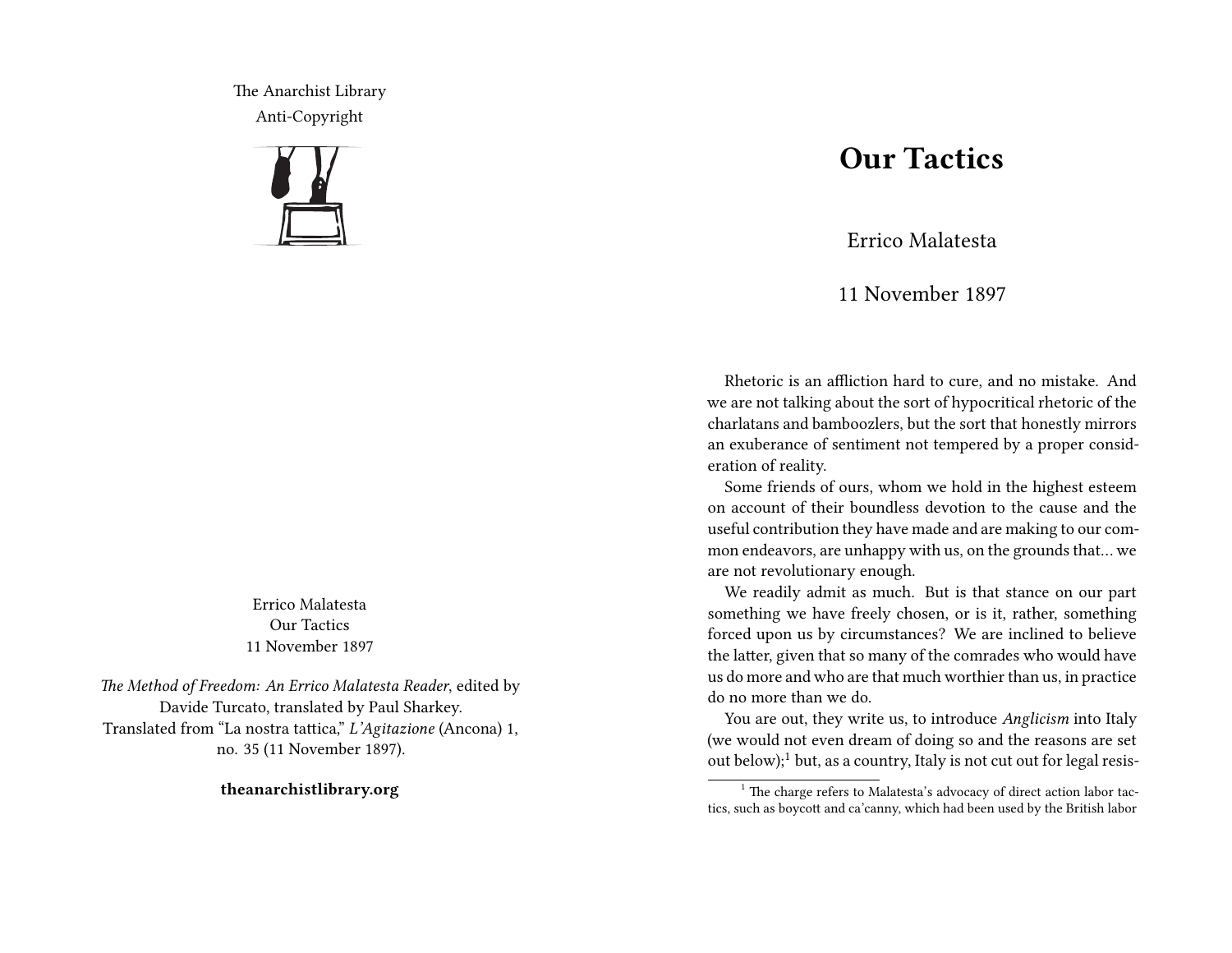The Anarchist Library
Anti-Copyright

Errico Malatesta
Our Tactics
11 November 1897

*The Method of Freedom: An Errico Malatesta Reader*, edited by Davide Turcato, translated by Paul Sharkey.
Translated from "La nostra tattica," *L'Agitazione* (Ancona) 1, no. 35 (11 November 1897).

**theanarchistlibrary.org**

# Our Tactics

Errico Malatesta

11 November 1897

Rhetoric is an affliction hard to cure, and no mistake. And we are not talking about the sort of hypocritical rhetoric of the charlatans and bamboozlers, but the sort that honestly mirrors an exuberance of sentiment not tempered by a proper consideration of reality.

Some friends of ours, whom we hold in the highest esteem on account of their boundless devotion to the cause and the useful contribution they have made and are making to our common endeavors, are unhappy with us, on the grounds that… we are not revolutionary enough.

We readily admit as much. But is that stance on our part something we have freely chosen, or is it, rather, something forced upon us by circumstances? We are inclined to believe the latter, given that so many of the comrades who would have us do more and who are that much worthier than us, in practice do no more than we do.

You are out, they write us, to introduce *Anglicism* into Italy (we would not even dream of doing so and the reasons are set out below);[1] but, as a country, Italy is not cut out for legal resis-

[1] The charge refers to Malatesta's advocacy of direct action labor tactics, such as boycott and ca'canny, which had been used by the British labor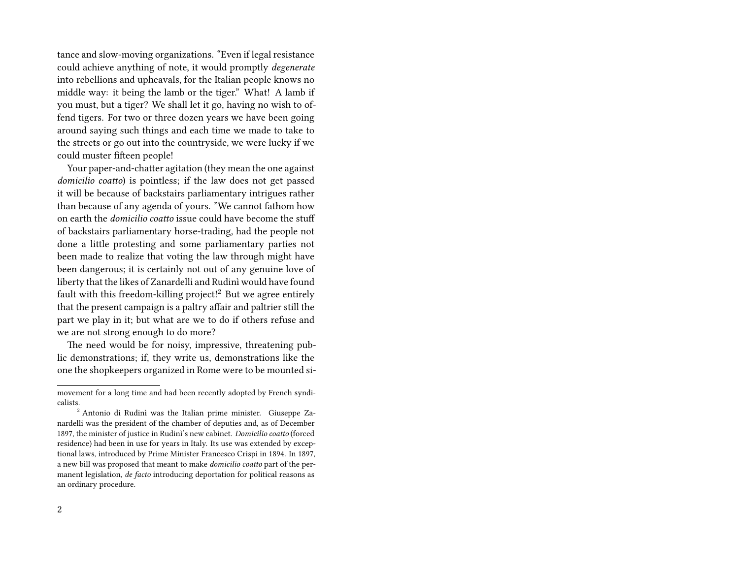tance and slow-moving organizations. "Even if legal resistance could achieve anything of note, it would promptly *degenerate* into rebellions and upheavals, for the Italian people knows no middle way: it being the lamb or the tiger." What! A lamb if you must, but a tiger? We shall let it go, having no wish to offend tigers. For two or three dozen years we have been going around saying such things and each time we made to take to the streets or go out into the countryside, we were lucky if we could muster fifteen people!

Your paper-and-chatter agitation (they mean the one against *domicilio coatto*) is pointless; if the law does not get passed it will be because of backstairs parliamentary intrigues rather than because of any agenda of yours. "We cannot fathom how on earth the *domicilio coatto* issue could have become the stuff of backstairs parliamentary horse-trading, had the people not done a little protesting and some parliamentary parties not been made to realize that voting the law through might have been dangerous; it is certainly not out of any genuine love of liberty that the likes of Zanardelli and Rudinì would have found fault with this freedom-killing project![2] But we agree entirely that the present campaign is a paltry affair and paltrier still the part we play in it; but what are we to do if others refuse and we are not strong enough to do more?

The need would be for noisy, impressive, threatening public demonstrations; if, they write us, demonstrations like the one the shopkeepers organized in Rome were to be mounted si-

---

movement for a long time and had been recently adopted by French syndicalists.

[2] Antonio di Rudinì was the Italian prime minister. Giuseppe Zanardelli was the president of the chamber of deputies and, as of December 1897, the minister of justice in Rudinì's new cabinet. *Domicilio coatto* (forced residence) had been in use for years in Italy. Its use was extended by exceptional laws, introduced by Prime Minister Francesco Crispi in 1894. In 1897, a new bill was proposed that meant to make *domicilio coatto* part of the permanent legislation, *de facto* introducing deportation for political reasons as an ordinary procedure.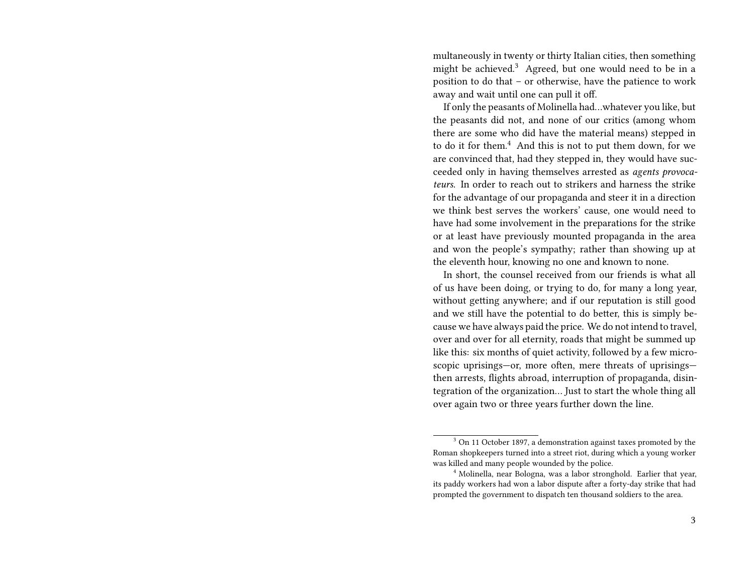multaneously in twenty or thirty Italian cities, then something might be achieved.[3] Agreed, but one would need to be in a position to do that – or otherwise, have the patience to work away and wait until one can pull it off.

If only the peasants of Molinella had…whatever you like, but the peasants did not, and none of our critics (among whom there are some who did have the material means) stepped in to do it for them.[4] And this is not to put them down, for we are convinced that, had they stepped in, they would have succeeded only in having themselves arrested as *agents provocateurs.* In order to reach out to strikers and harness the strike for the advantage of our propaganda and steer it in a direction we think best serves the workers' cause, one would need to have had some involvement in the preparations for the strike or at least have previously mounted propaganda in the area and won the people's sympathy; rather than showing up at the eleventh hour, knowing no one and known to none.

In short, the counsel received from our friends is what all of us have been doing, or trying to do, for many a long year, without getting anywhere; and if our reputation is still good and we still have the potential to do better, this is simply because we have always paid the price. We do not intend to travel, over and over for all eternity, roads that might be summed up like this: six months of quiet activity, followed by a few microscopic uprisings—or, more often, mere threats of uprisings—then arrests, flights abroad, interruption of propaganda, disintegration of the organization… Just to start the whole thing all over again two or three years further down the line.

---

[3] On 11 October 1897, a demonstration against taxes promoted by the Roman shopkeepers turned into a street riot, during which a young worker was killed and many people wounded by the police.

[4] Molinella, near Bologna, was a labor stronghold. Earlier that year, its paddy workers had won a labor dispute after a forty-day strike that had prompted the government to dispatch ten thousand soldiers to the area.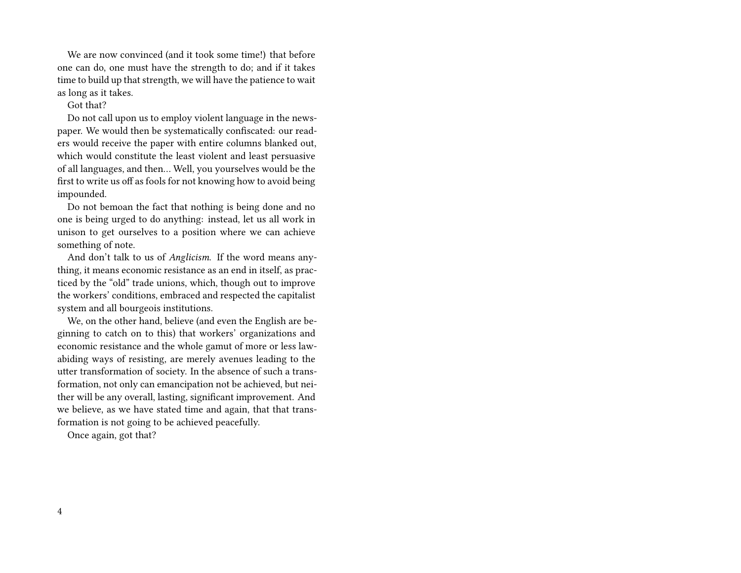We are now convinced (and it took some time!) that before one can do, one must have the strength to do; and if it takes time to build up that strength, we will have the patience to wait as long as it takes.

Got that?

Do not call upon us to employ violent language in the newspaper. We would then be systematically confiscated: our readers would receive the paper with entire columns blanked out, which would constitute the least violent and least persuasive of all languages, and then… Well, you yourselves would be the first to write us off as fools for not knowing how to avoid being impounded.

Do not bemoan the fact that nothing is being done and no one is being urged to do anything: instead, let us all work in unison to get ourselves to a position where we can achieve something of note.

And don't talk to us of *Anglicism*. If the word means anything, it means economic resistance as an end in itself, as practiced by the "old" trade unions, which, though out to improve the workers' conditions, embraced and respected the capitalist system and all bourgeois institutions.

We, on the other hand, believe (and even the English are beginning to catch on to this) that workers' organizations and economic resistance and the whole gamut of more or less law-abiding ways of resisting, are merely avenues leading to the utter transformation of society. In the absence of such a transformation, not only can emancipation not be achieved, but neither will be any overall, lasting, significant improvement. And we believe, as we have stated time and again, that that transformation is not going to be achieved peacefully.

Once again, got that?